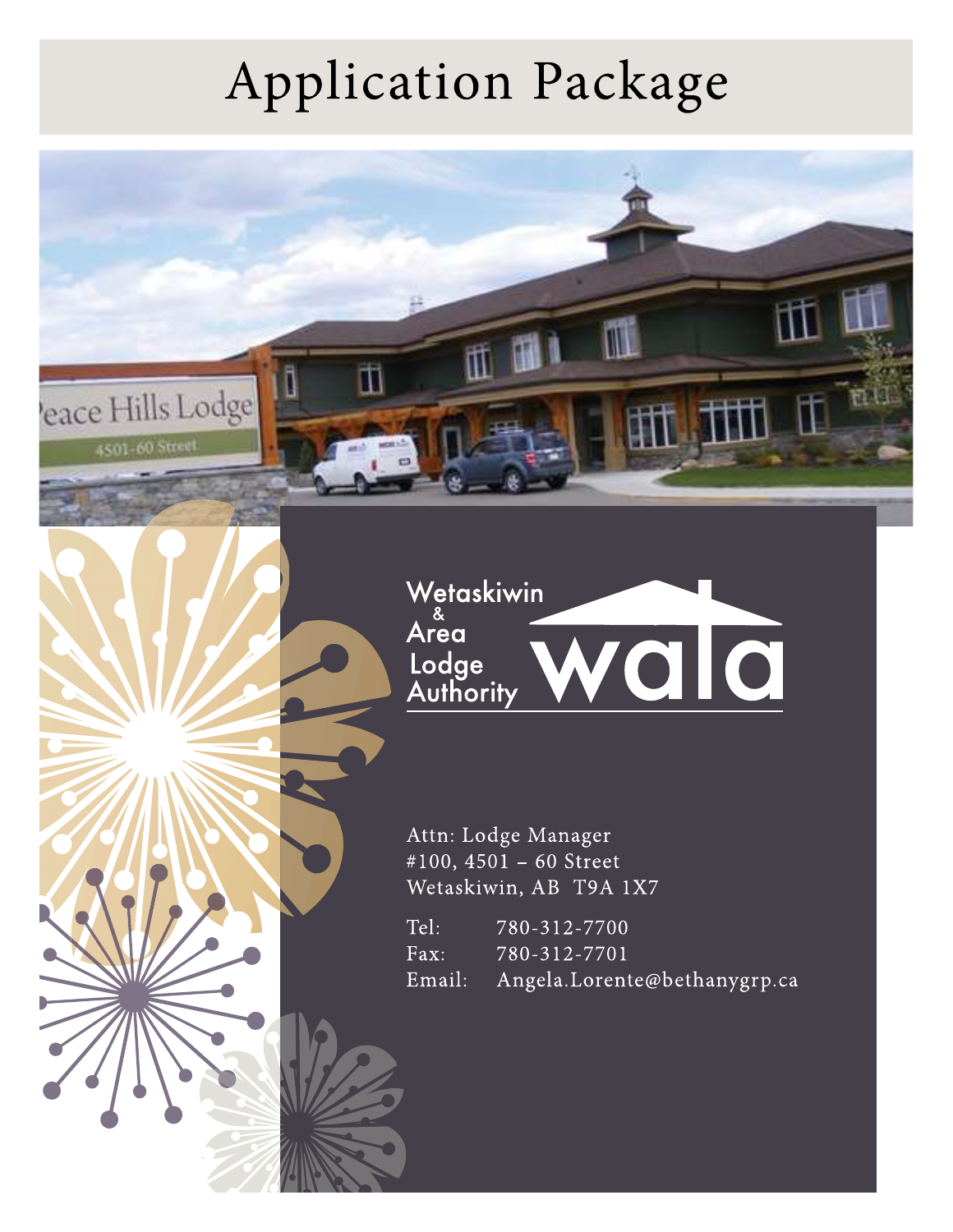# Application Package

Wetaskiwin & Area Lodge Authority

wala

Attn: Lodge Manager
#100, 4501 – 60 Street
Wetaskiwin, AB T9A 1X7

Tel: 780-312-7700
Fax: 780-312-7701
Email: Angela.Lorente@bethanygrp.ca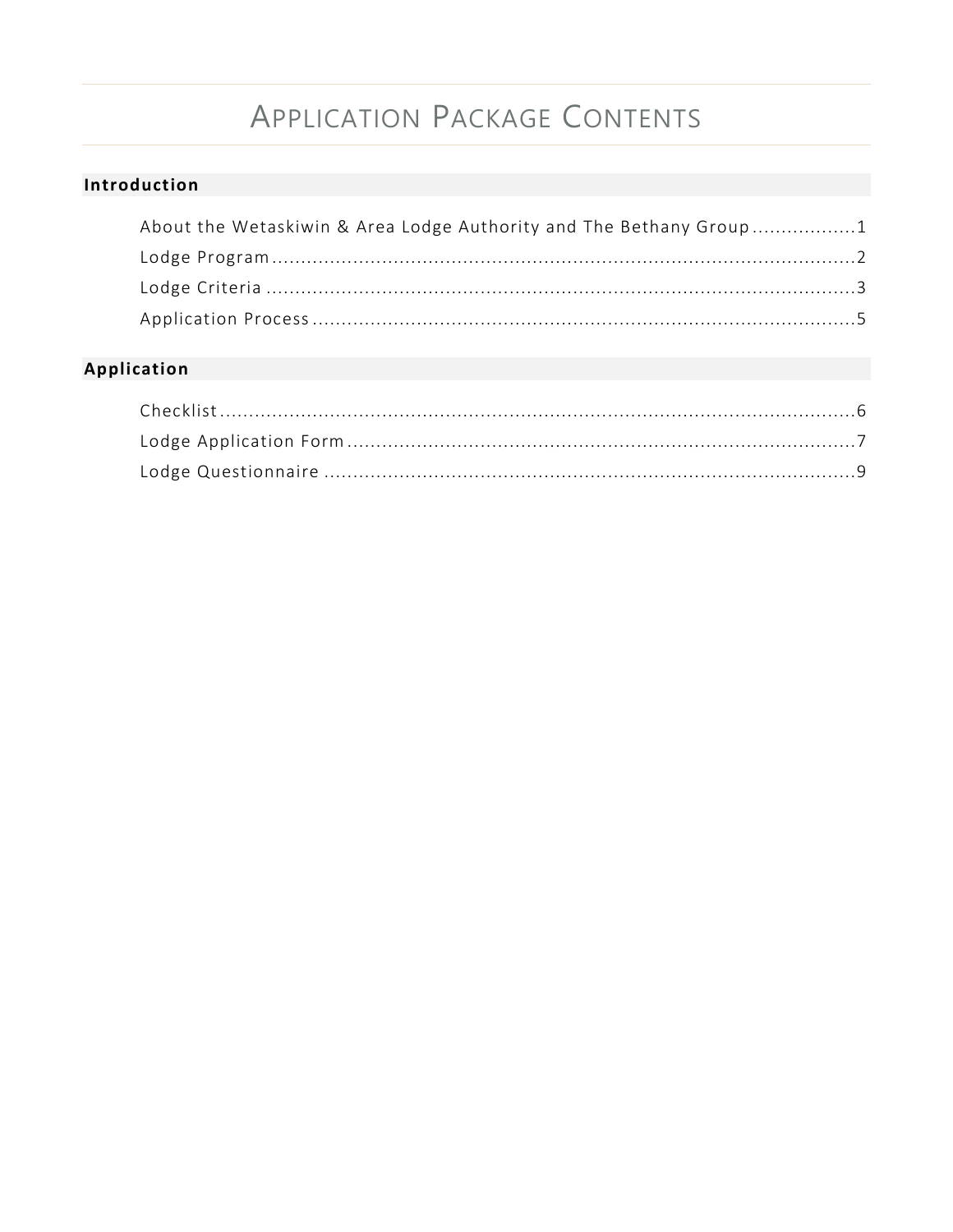# APPLICATION PACKAGE CONTENTS

## Introduction

- About the Wetaskiwin & Area Lodge Authority and The Bethany Group ..... 1
- Lodge Program ..... 2
- Lodge Criteria ..... 3
- Application Process ..... 5

## Application

- Checklist ..... 6
- Lodge Application Form ..... 7
- Lodge Questionnaire ..... 9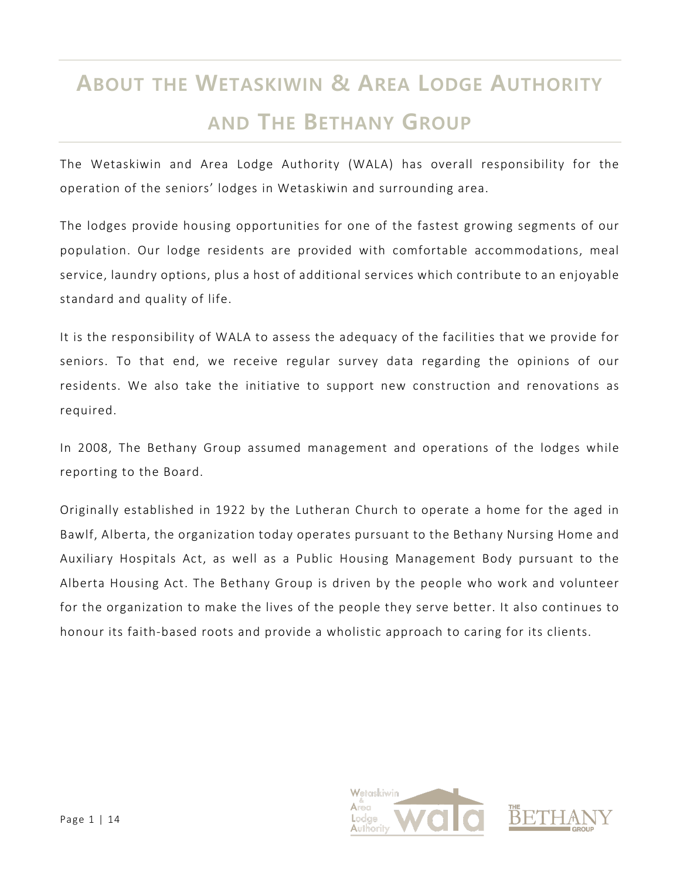# About the Wetaskiwin & Area Lodge Authority and The Bethany Group

The Wetaskiwin and Area Lodge Authority (WALA) has overall responsibility for the operation of the seniors' lodges in Wetaskiwin and surrounding area.

The lodges provide housing opportunities for one of the fastest growing segments of our population. Our lodge residents are provided with comfortable accommodations, meal service, laundry options, plus a host of additional services which contribute to an enjoyable standard and quality of life.

It is the responsibility of WALA to assess the adequacy of the facilities that we provide for seniors. To that end, we receive regular survey data regarding the opinions of our residents. We also take the initiative to support new construction and renovations as required.

In 2008, The Bethany Group assumed management and operations of the lodges while reporting to the Board.

Originally established in 1922 by the Lutheran Church to operate a home for the aged in Bawlf, Alberta, the organization today operates pursuant to the Bethany Nursing Home and Auxiliary Hospitals Act, as well as a Public Housing Management Body pursuant to the Alberta Housing Act. The Bethany Group is driven by the people who work and volunteer for the organization to make the lives of the people they serve better. It also continues to honour its faith-based roots and provide a wholistic approach to caring for its clients.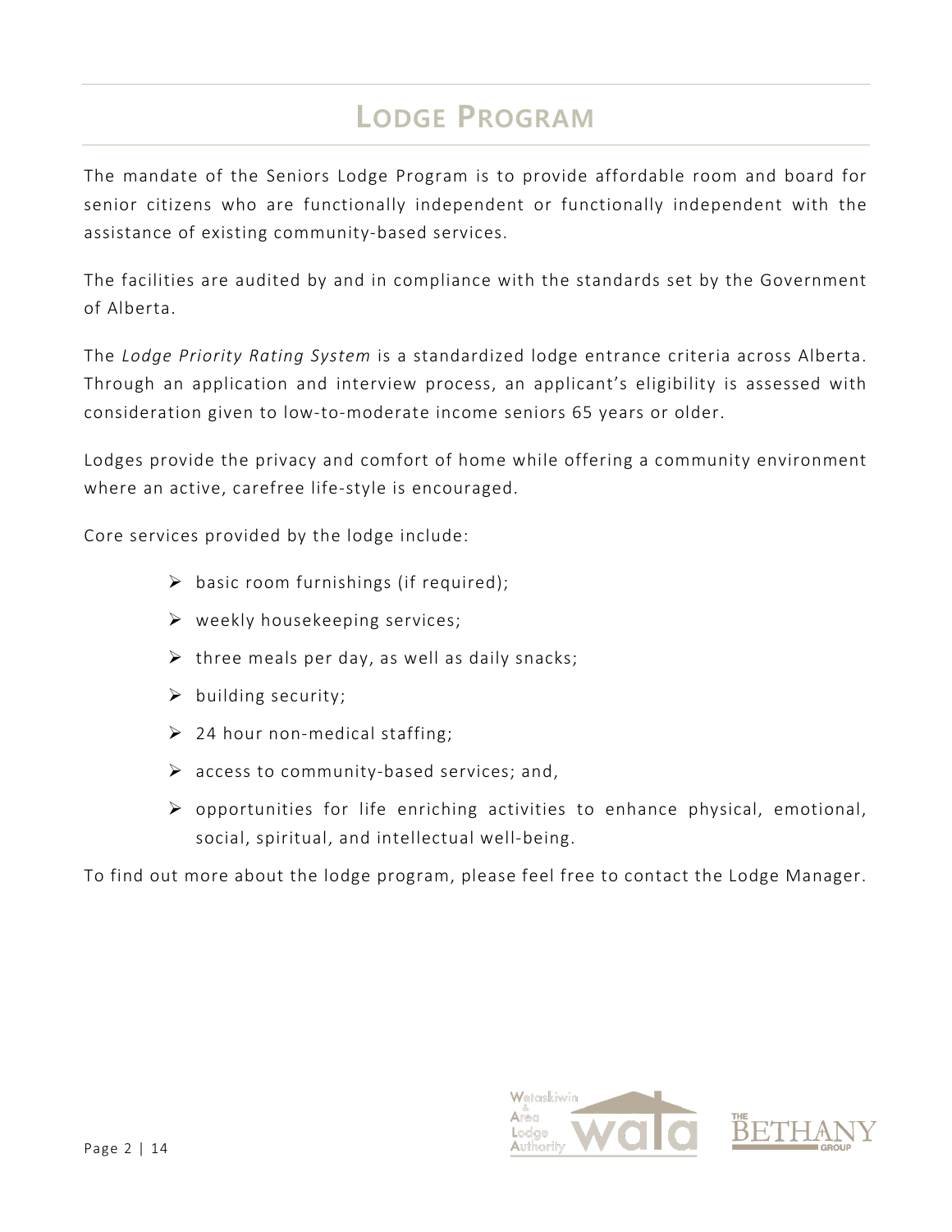# Lodge Program

The mandate of the Seniors Lodge Program is to provide affordable room and board for senior citizens who are functionally independent or functionally independent with the assistance of existing community-based services.

The facilities are audited by and in compliance with the standards set by the Government of Alberta.

The *Lodge Priority Rating System* is a standardized lodge entrance criteria across Alberta. Through an application and interview process, an applicant's eligibility is assessed with consideration given to low-to-moderate income seniors 65 years or older.

Lodges provide the privacy and comfort of home while offering a community environment where an active, carefree life-style is encouraged.

Core services provided by the lodge include:

- basic room furnishings (if required);
- weekly housekeeping services;
- three meals per day, as well as daily snacks;
- building security;
- 24 hour non-medical staffing;
- access to community-based services; and,
- opportunities for life enriching activities to enhance physical, emotional, social, spiritual, and intellectual well-being.

To find out more about the lodge program, please feel free to contact the Lodge Manager.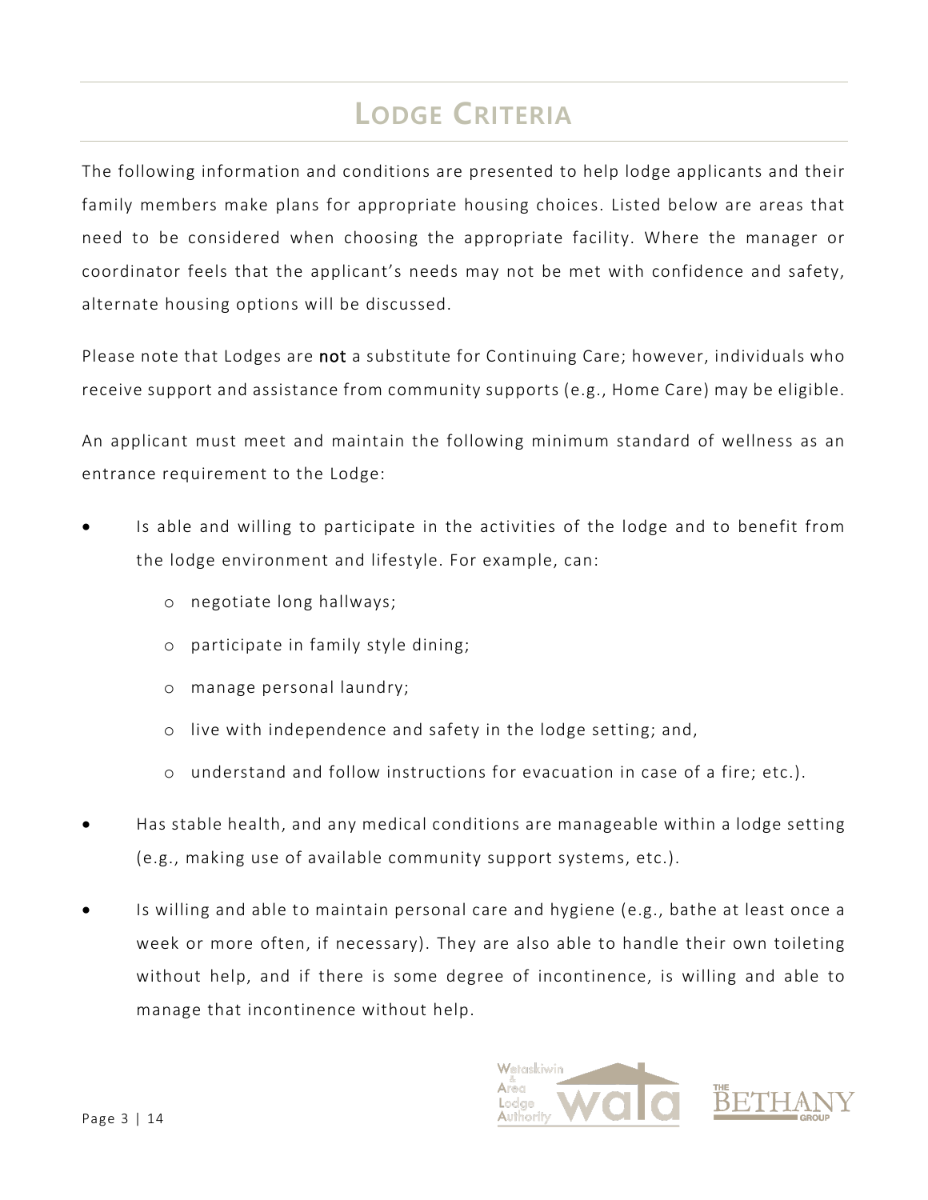# Lodge Criteria

The following information and conditions are presented to help lodge applicants and their family members make plans for appropriate housing choices. Listed below are areas that need to be considered when choosing the appropriate facility. Where the manager or coordinator feels that the applicant's needs may not be met with confidence and safety, alternate housing options will be discussed.

Please note that Lodges are **not** a substitute for Continuing Care; however, individuals who receive support and assistance from community supports (e.g., Home Care) may be eligible.

An applicant must meet and maintain the following minimum standard of wellness as an entrance requirement to the Lodge:

- Is able and willing to participate in the activities of the lodge and to benefit from the lodge environment and lifestyle. For example, can:
  - negotiate long hallways;
  - participate in family style dining;
  - manage personal laundry;
  - live with independence and safety in the lodge setting; and,
  - understand and follow instructions for evacuation in case of a fire; etc.).
- Has stable health, and any medical conditions are manageable within a lodge setting (e.g., making use of available community support systems, etc.).
- Is willing and able to maintain personal care and hygiene (e.g., bathe at least once a week or more often, if necessary). They are also able to handle their own toileting without help, and if there is some degree of incontinence, is willing and able to manage that incontinence without help.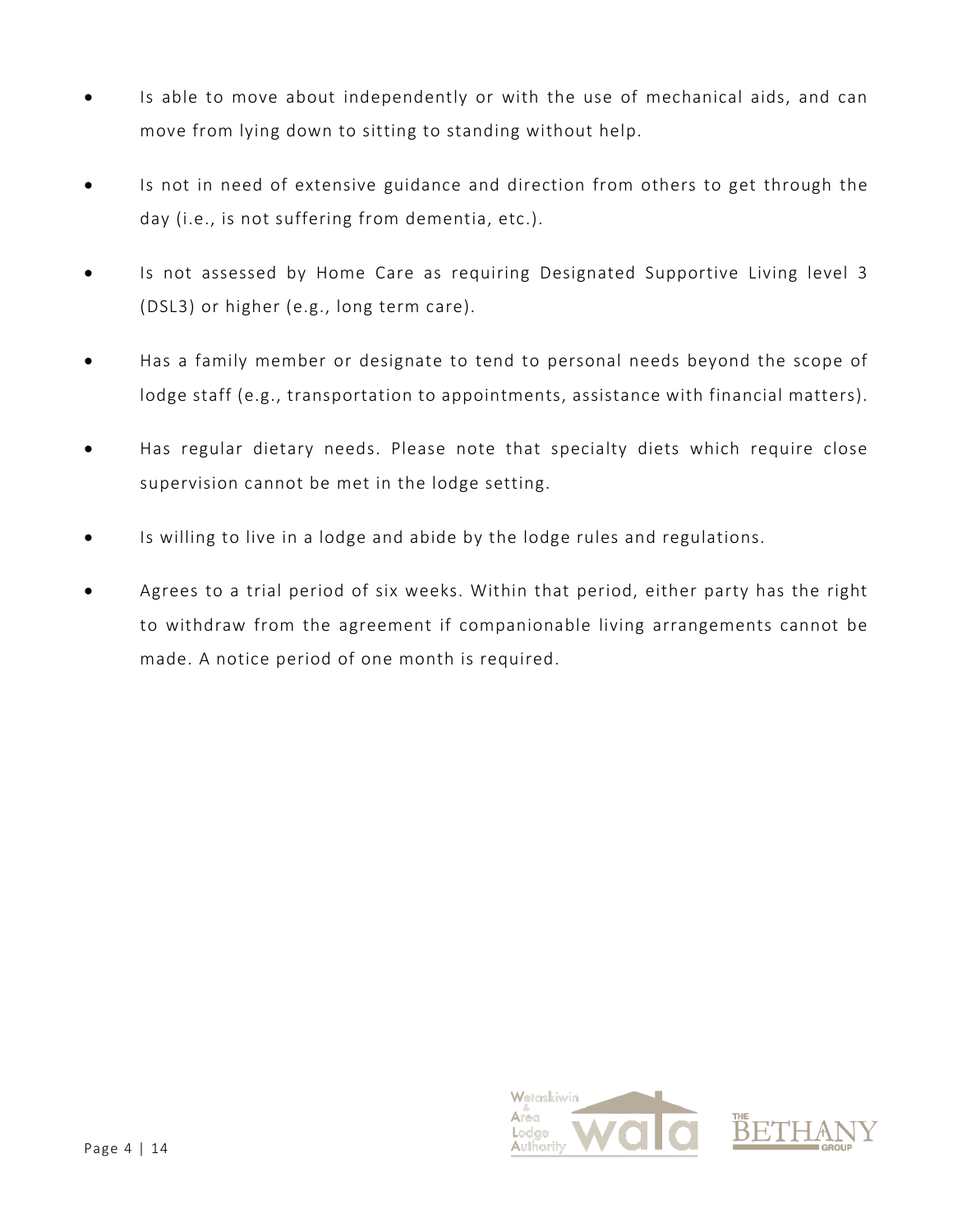- Is able to move about independently or with the use of mechanical aids, and can move from lying down to sitting to standing without help.
- Is not in need of extensive guidance and direction from others to get through the day (i.e., is not suffering from dementia, etc.).
- Is not assessed by Home Care as requiring Designated Supportive Living level 3 (DSL3) or higher (e.g., long term care).
- Has a family member or designate to tend to personal needs beyond the scope of lodge staff (e.g., transportation to appointments, assistance with financial matters).
- Has regular dietary needs. Please note that specialty diets which require close supervision cannot be met in the lodge setting.
- Is willing to live in a lodge and abide by the lodge rules and regulations.
- Agrees to a trial period of six weeks. Within that period, either party has the right to withdraw from the agreement if companionable living arrangements cannot be made. A notice period of one month is required.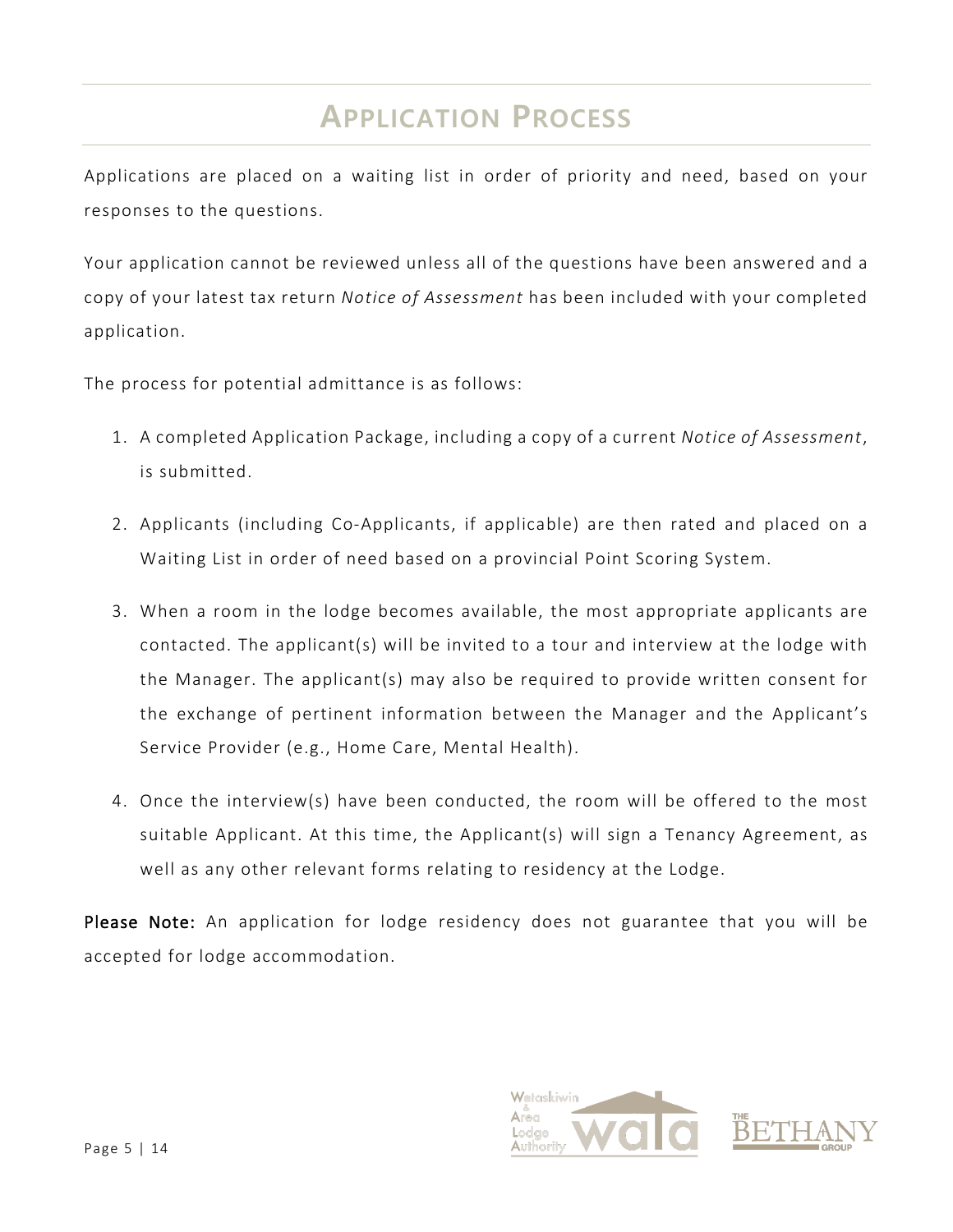# Application Process

Applications are placed on a waiting list in order of priority and need, based on your responses to the questions.

Your application cannot be reviewed unless all of the questions have been answered and a copy of your latest tax return *Notice of Assessment* has been included with your completed application.

The process for potential admittance is as follows:

1. A completed Application Package, including a copy of a current *Notice of Assessment*, is submitted.
2. Applicants (including Co-Applicants, if applicable) are then rated and placed on a Waiting List in order of need based on a provincial Point Scoring System.
3. When a room in the lodge becomes available, the most appropriate applicants are contacted. The applicant(s) will be invited to a tour and interview at the lodge with the Manager. The applicant(s) may also be required to provide written consent for the exchange of pertinent information between the Manager and the Applicant's Service Provider (e.g., Home Care, Mental Health).
4. Once the interview(s) have been conducted, the room will be offered to the most suitable Applicant. At this time, the Applicant(s) will sign a Tenancy Agreement, as well as any other relevant forms relating to residency at the Lodge.

**Please Note:** An application for lodge residency does not guarantee that you will be accepted for lodge accommodation.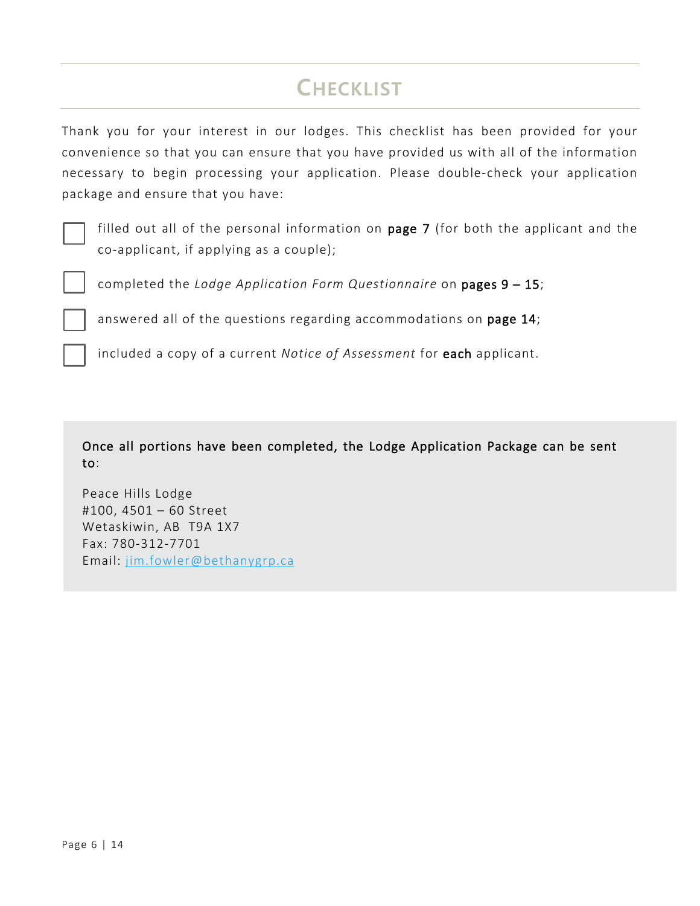# Checklist

Thank you for your interest in our lodges. This checklist has been provided for your convenience so that you can ensure that you have provided us with all of the information necessary to begin processing your application. Please double-check your application package and ensure that you have:

- [ ] filled out all of the personal information on **page 7** (for both the applicant and the co-applicant, if applying as a couple);
- [ ] completed the *Lodge Application Form Questionnaire* on **pages 9 – 15**;
- [ ] answered all of the questions regarding accommodations on **page 14**;
- [ ] included a copy of a current *Notice of Assessment* for **each** applicant.

**Once all portions have been completed, the Lodge Application Package can be sent to**:

Peace Hills Lodge
#100, 4501 – 60 Street
Wetaskiwin, AB T9A 1X7
Fax: 780-312-7701
Email: jim.fowler@bethanygrp.ca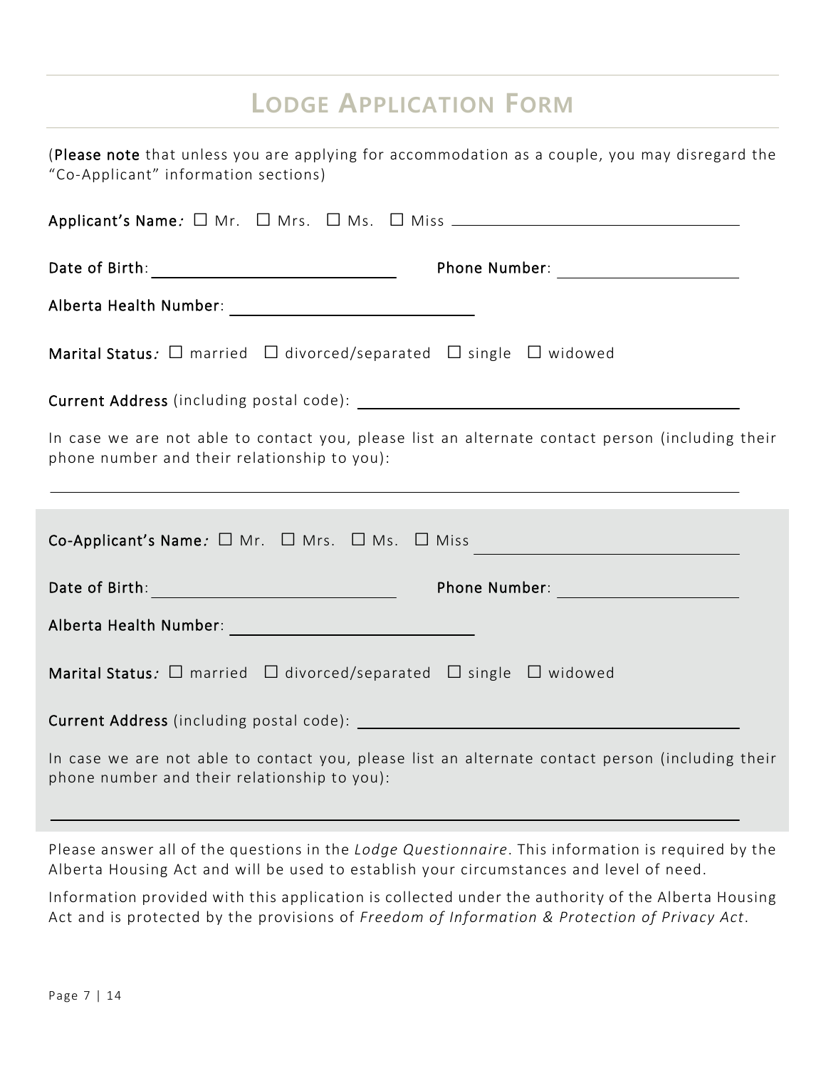# Lodge Application Form

(**Please note** that unless you are applying for accommodation as a couple, you may disregard the "Co-Applicant" information sections)

**Applicant's Name***:* ☐ Mr. ☐ Mrs. ☐ Ms. ☐ Miss ______________________________

**Date of Birth**: ______________________ **Phone Number**: ____________________

**Alberta Health Number**: ______________________

**Marital Status***:* ☐ married ☐ divorced/separated ☐ single ☐ widowed

**Current Address** (including postal code): ______________________________

In case we are not able to contact you, please list an alternate contact person (including their phone number and their relationship to you):

______________________________________________________________________

**Co-Applicant's Name***:* ☐ Mr. ☐ Mrs. ☐ Ms. ☐ Miss ______________________________

**Date of Birth**: ______________________ **Phone Number**: ____________________

**Alberta Health Number**: ______________________

**Marital Status***:* ☐ married ☐ divorced/separated ☐ single ☐ widowed

**Current Address** (including postal code): ______________________________

In case we are not able to contact you, please list an alternate contact person (including their phone number and their relationship to you):

______________________________________________________________________

Please answer all of the questions in the *Lodge Questionnaire*. This information is required by the Alberta Housing Act and will be used to establish your circumstances and level of need.

Information provided with this application is collected under the authority of the Alberta Housing Act and is protected by the provisions of *Freedom of Information & Protection of Privacy Act*.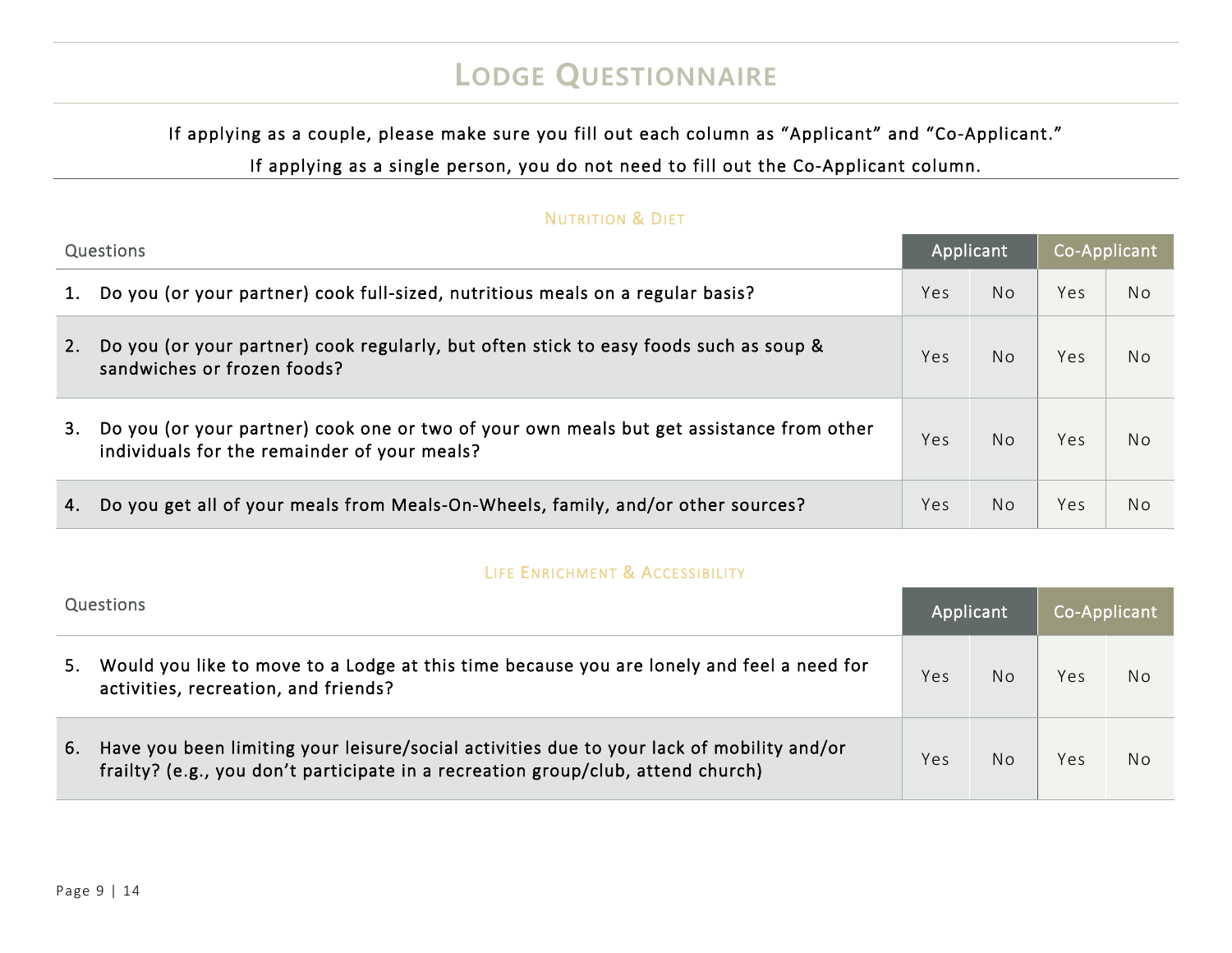# Lodge Questionnaire

If applying as a couple, please make sure you fill out each column as "Applicant" and "Co-Applicant."

If applying as a single person, you do not need to fill out the Co-Applicant column.

### Nutrition & Diet

| Questions | Applicant | | Co-Applicant | |
|---|---|---|---|---|
| 1. Do you (or your partner) cook full-sized, nutritious meals on a regular basis? | Yes | No | Yes | No |
| 2. Do you (or your partner) cook regularly, but often stick to easy foods such as soup & sandwiches or frozen foods? | Yes | No | Yes | No |
| 3. Do you (or your partner) cook one or two of your own meals but get assistance from other individuals for the remainder of your meals? | Yes | No | Yes | No |
| 4. Do you get all of your meals from Meals-On-Wheels, family, and/or other sources? | Yes | No | Yes | No |

### Life Enrichment & Accessibility

| Questions | Applicant | | Co-Applicant | |
|---|---|---|---|---|
| 5. Would you like to move to a Lodge at this time because you are lonely and feel a need for activities, recreation, and friends? | Yes | No | Yes | No |
| 6. Have you been limiting your leisure/social activities due to your lack of mobility and/or frailty? (e.g., you don't participate in a recreation group/club, attend church) | Yes | No | Yes | No |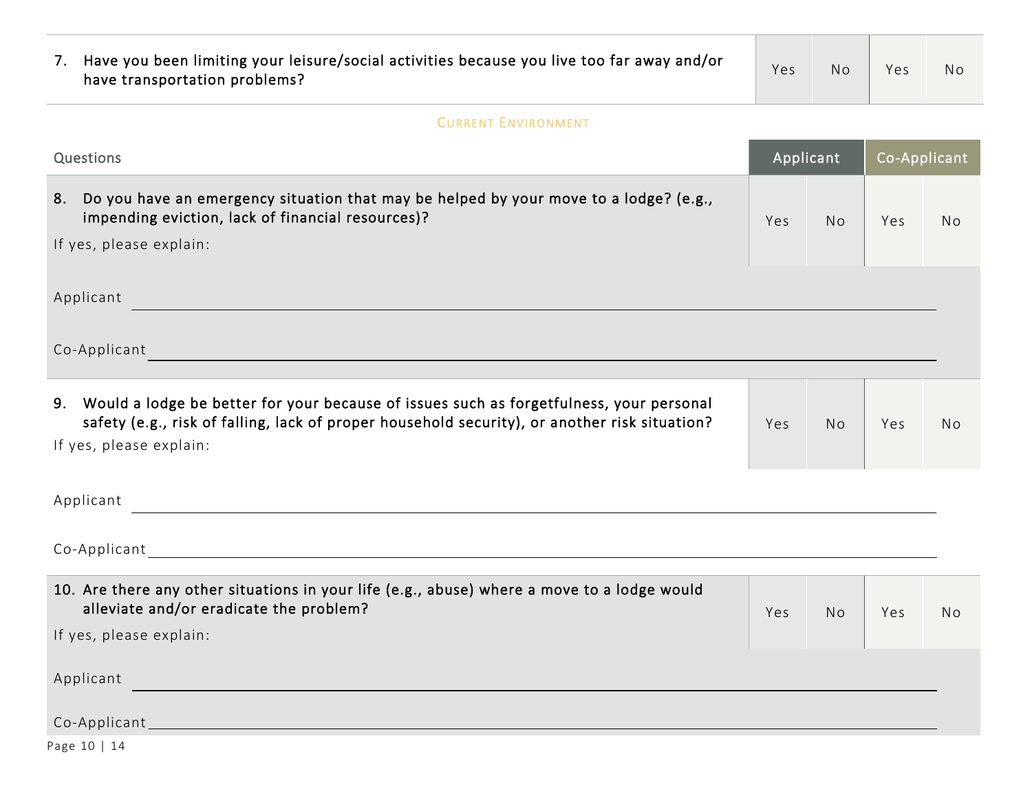| | Applicant | | Co-Applicant | |
|---|---|---|---|---|
| 7. Have you been limiting your leisure/social activities because you live too far away and/or have transportation problems? | Yes | No | Yes | No |

## Current Environment

| Questions | Applicant | | Co-Applicant | |
|---|---|---|---|---|
| 8. Do you have an emergency situation that may be helped by your move to a lodge? (e.g., impending eviction, lack of financial resources)? If yes, please explain: | Yes | No | Yes | No |

Applicant \_\_\_\_\_\_\_\_\_\_\_\_\_\_\_\_\_\_\_\_\_\_\_\_\_\_\_\_\_\_\_\_\_\_\_\_\_\_\_\_

Co-Applicant \_\_\_\_\_\_\_\_\_\_\_\_\_\_\_\_\_\_\_\_\_\_\_\_\_\_\_\_\_\_\_\_\_\_\_\_\_\_\_\_

| Questions | Applicant | | Co-Applicant | |
|---|---|---|---|---|
| 9. Would a lodge be better for your because of issues such as forgetfulness, your personal safety (e.g., risk of falling, lack of proper household security), or another risk situation? If yes, please explain: | Yes | No | Yes | No |

Applicant \_\_\_\_\_\_\_\_\_\_\_\_\_\_\_\_\_\_\_\_\_\_\_\_\_\_\_\_\_\_\_\_\_\_\_\_\_\_\_\_

Co-Applicant \_\_\_\_\_\_\_\_\_\_\_\_\_\_\_\_\_\_\_\_\_\_\_\_\_\_\_\_\_\_\_\_\_\_\_\_\_\_\_\_

| Questions | Applicant | | Co-Applicant | |
|---|---|---|---|---|
| 10. Are there any other situations in your life (e.g., abuse) where a move to a lodge would alleviate and/or eradicate the problem? If yes, please explain: | Yes | No | Yes | No |

Applicant \_\_\_\_\_\_\_\_\_\_\_\_\_\_\_\_\_\_\_\_\_\_\_\_\_\_\_\_\_\_\_\_\_\_\_\_\_\_\_\_

Co-Applicant \_\_\_\_\_\_\_\_\_\_\_\_\_\_\_\_\_\_\_\_\_\_\_\_\_\_\_\_\_\_\_\_\_\_\_\_\_\_\_\_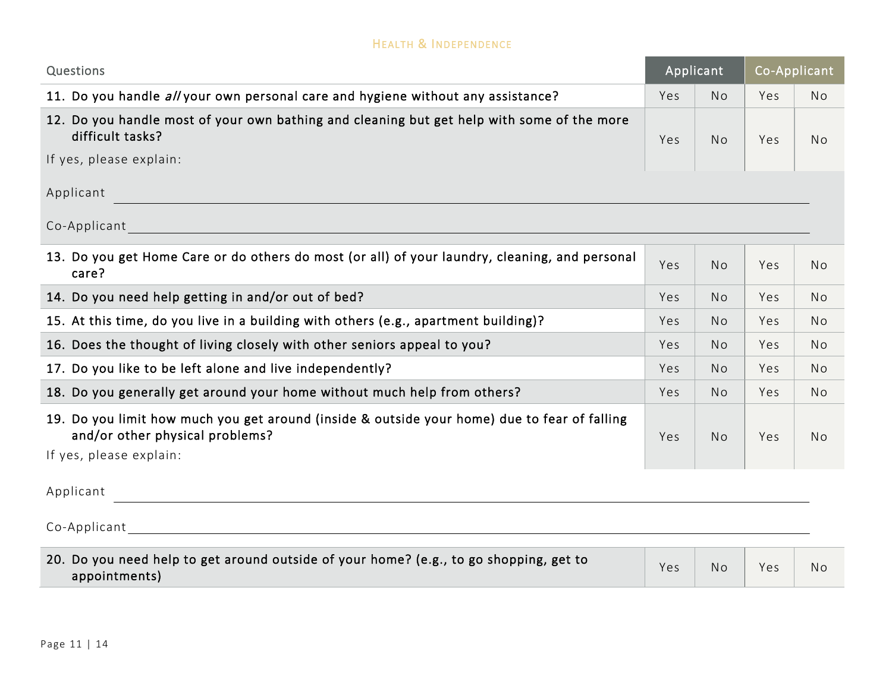## Health & Independence

| Questions | Applicant | | Co-Applicant | |
|---|---|---|---|---|
| 11. Do you handle *all* your own personal care and hygiene without any assistance? | Yes | No | Yes | No |
| 12. Do you handle most of your own bathing and cleaning but get help with some of the more difficult tasks? If yes, please explain: | Yes | No | Yes | No |

Applicant ______________________________

Co-Applicant ______________________________

| Questions | Applicant | | Co-Applicant | |
|---|---|---|---|---|
| 13. Do you get Home Care or do others do most (or all) of your laundry, cleaning, and personal care? | Yes | No | Yes | No |
| 14. Do you need help getting in and/or out of bed? | Yes | No | Yes | No |
| 15. At this time, do you live in a building with others (e.g., apartment building)? | Yes | No | Yes | No |
| 16. Does the thought of living closely with other seniors appeal to you? | Yes | No | Yes | No |
| 17. Do you like to be left alone and live independently? | Yes | No | Yes | No |
| 18. Do you generally get around your home without much help from others? | Yes | No | Yes | No |
| 19. Do you limit how much you get around (inside & outside your home) due to fear of falling and/or other physical problems? If yes, please explain: | Yes | No | Yes | No |

Applicant ______________________________

Co-Applicant ______________________________

| Questions | Applicant | | Co-Applicant | |
|---|---|---|---|---|
| 20. Do you need help to get around outside of your home? (e.g., to go shopping, get to appointments) | Yes | No | Yes | No |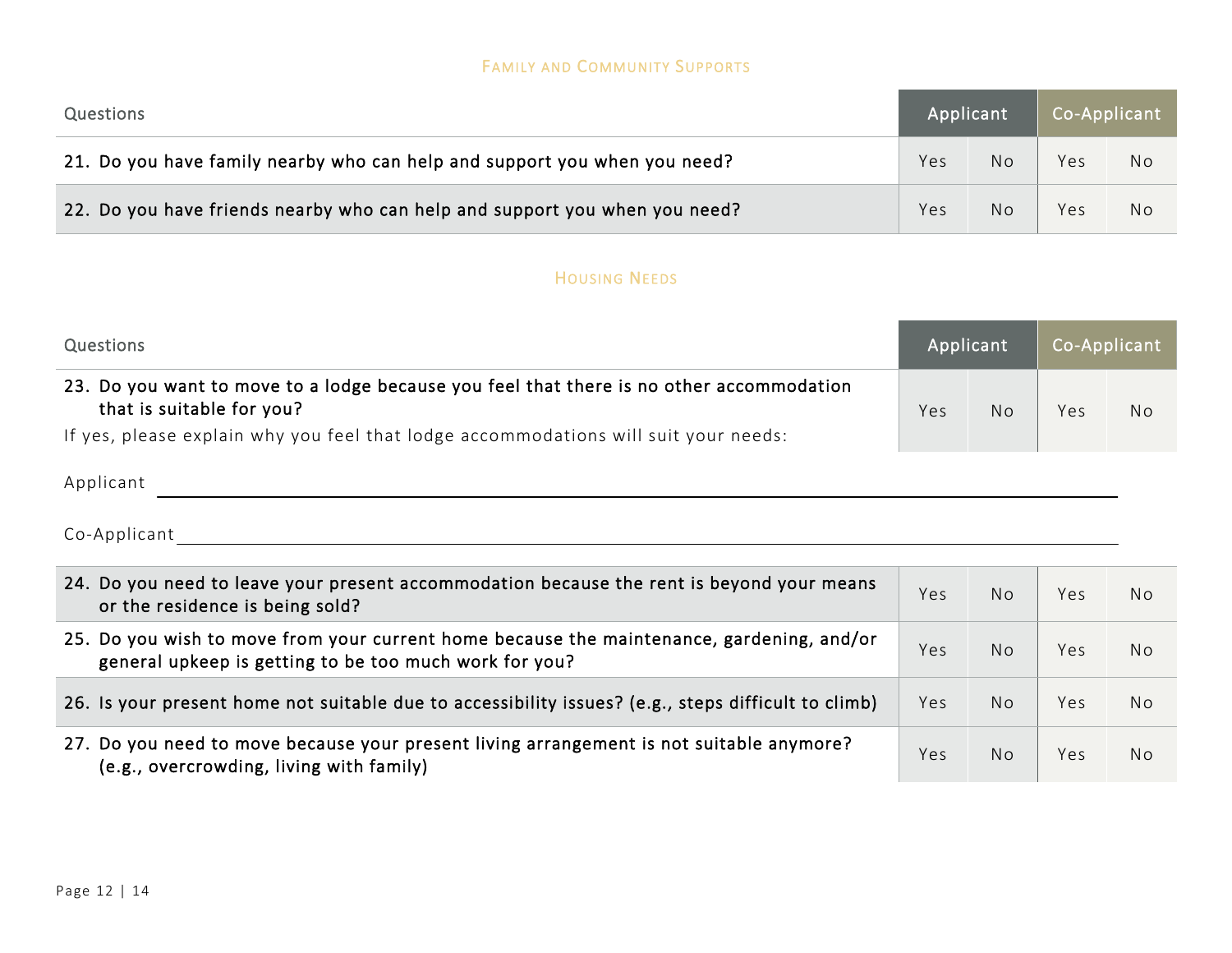## Family and Community Supports

| Questions | Applicant | | Co-Applicant | |
|---|---|---|---|---|
| 21. Do you have family nearby who can help and support you when you need? | Yes | No | Yes | No |
| 22. Do you have friends nearby who can help and support you when you need? | Yes | No | Yes | No |

## Housing Needs

| Questions | Applicant | | Co-Applicant | |
|---|---|---|---|---|
| 23. Do you want to move to a lodge because you feel that there is no other accommodation that is suitable for you? If yes, please explain why you feel that lodge accommodations will suit your needs: | Yes | No | Yes | No |

Applicant ______________________________________________

Co-Applicant ______________________________________________

| Questions | Applicant | | Co-Applicant | |
|---|---|---|---|---|
| 24. Do you need to leave your present accommodation because the rent is beyond your means or the residence is being sold? | Yes | No | Yes | No |
| 25. Do you wish to move from your current home because the maintenance, gardening, and/or general upkeep is getting to be too much work for you? | Yes | No | Yes | No |
| 26. Is your present home not suitable due to accessibility issues? (e.g., steps difficult to climb) | Yes | No | Yes | No |
| 27. Do you need to move because your present living arrangement is not suitable anymore? (e.g., overcrowding, living with family) | Yes | No | Yes | No |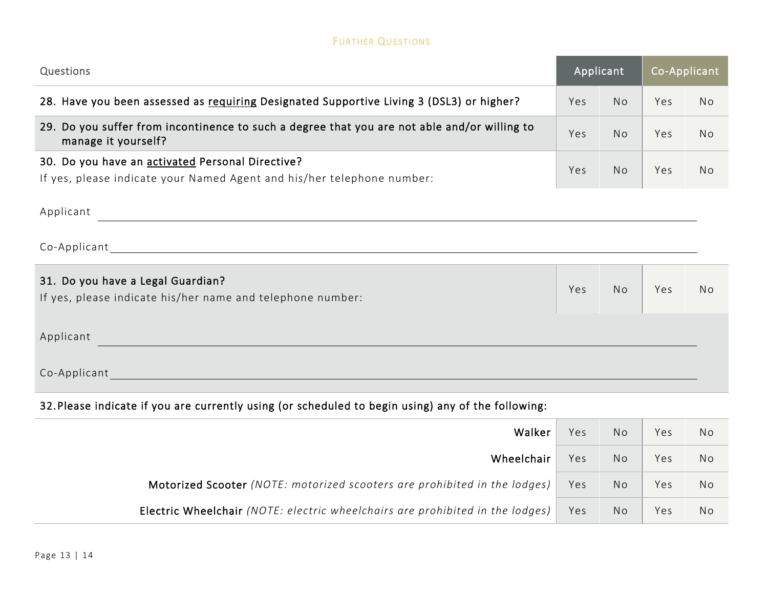## Further Questions

| Questions | Applicant | | Co-Applicant | |
|---|---|---|---|---|
| 28. Have you been assessed as <u>requiring</u> Designated Supportive Living 3 (DSL3) or higher? | Yes | No | Yes | No |
| 29. Do you suffer from incontinence to such a degree that you are not able and/or willing to manage it yourself? | Yes | No | Yes | No |
| 30. Do you have an <u>activated</u> Personal Directive? If yes, please indicate your Named Agent and his/her telephone number: | Yes | No | Yes | No |

Applicant ______________________________________________

Co-Applicant ______________________________________________

| | | | | |
|---|---|---|---|---|
| 31. Do you have a Legal Guardian? If yes, please indicate his/her name and telephone number: | Yes | No | Yes | No |

Applicant ______________________________________________

Co-Applicant ______________________________________________

32. Please indicate if you are currently using (or scheduled to begin using) any of the following:

| | Applicant | | Co-Applicant | |
|---|---|---|---|---|
| Walker | Yes | No | Yes | No |
| Wheelchair | Yes | No | Yes | No |
| Motorized Scooter *(NOTE: motorized scooters are prohibited in the lodges)* | Yes | No | Yes | No |
| Electric Wheelchair *(NOTE: electric wheelchairs are prohibited in the lodges)* | Yes | No | Yes | No |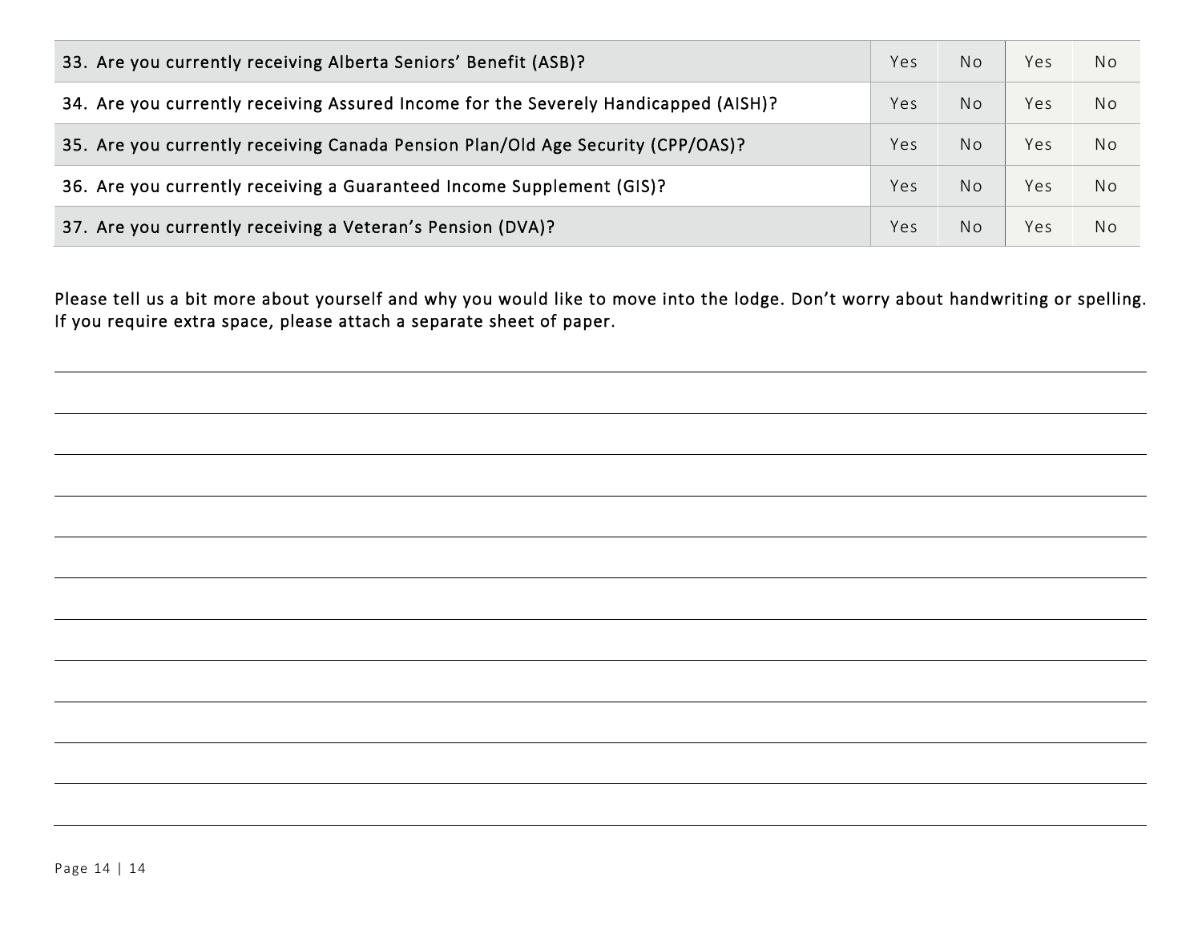| | | | | |
|---|---|---|---|---|
| 33. Are you currently receiving Alberta Seniors' Benefit (ASB)? | Yes | No | Yes | No |
| 34. Are you currently receiving Assured Income for the Severely Handicapped (AISH)? | Yes | No | Yes | No |
| 35. Are you currently receiving Canada Pension Plan/Old Age Security (CPP/OAS)? | Yes | No | Yes | No |
| 36. Are you currently receiving a Guaranteed Income Supplement (GIS)? | Yes | No | Yes | No |
| 37. Are you currently receiving a Veteran's Pension (DVA)? | Yes | No | Yes | No |

Please tell us a bit more about yourself and why you would like to move into the lodge. Don't worry about handwriting or spelling. If you require extra space, please attach a separate sheet of paper.

______________________________________________________________________________

______________________________________________________________________________

______________________________________________________________________________

______________________________________________________________________________

______________________________________________________________________________

______________________________________________________________________________

______________________________________________________________________________

______________________________________________________________________________

______________________________________________________________________________

______________________________________________________________________________

______________________________________________________________________________